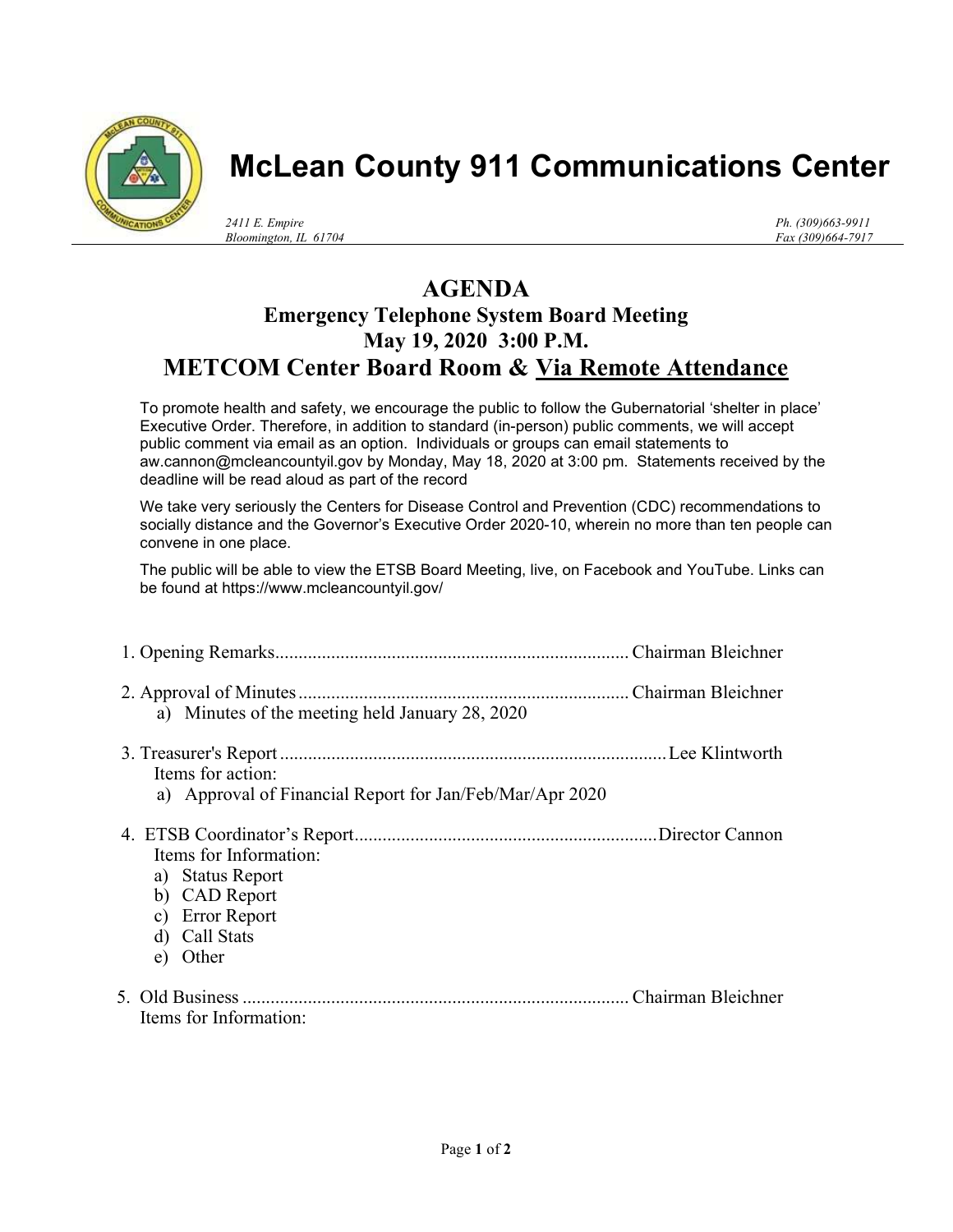# McLean County 911 Communications Center

*2411 E. Empire*
*Bloomington, IL 61704*

*Ph. (309)663-9911*
*Fax (309)664-7917*

## AGENDA

### Emergency Telephone System Board Meeting

### May 19, 2020 3:00 P.M.

### METCOM Center Board Room & Via Remote Attendance

To promote health and safety, we encourage the public to follow the Gubernatorial 'shelter in place' Executive Order. Therefore, in addition to standard (in-person) public comments, we will accept public comment via email as an option. Individuals or groups can email statements to aw.cannon@mcleancountyil.gov by Monday, May 18, 2020 at 3:00 pm. Statements received by the deadline will be read aloud as part of the record

We take very seriously the Centers for Disease Control and Prevention (CDC) recommendations to socially distance and the Governor's Executive Order 2020-10, wherein no more than ten people can convene in one place.

The public will be able to view the ETSB Board Meeting, live, on Facebook and YouTube. Links can be found at https://www.mcleancountyil.gov/

1. Opening Remarks............................................................................ Chairman Bleichner
2. Approval of Minutes....................................................................... Chairman Bleichner
   a) Minutes of the meeting held January 28, 2020
3. Treasurer's Report.................................................................................. Lee Klintworth
   Items for action:
   a) Approval of Financial Report for Jan/Feb/Mar/Apr 2020
4. ETSB Coordinator's Report................................................................. Director Cannon
   Items for Information:
   a) Status Report
   b) CAD Report
   c) Error Report
   d) Call Stats
   e) Other
5. Old Business.................................................................................... Chairman Bleichner
   Items for Information: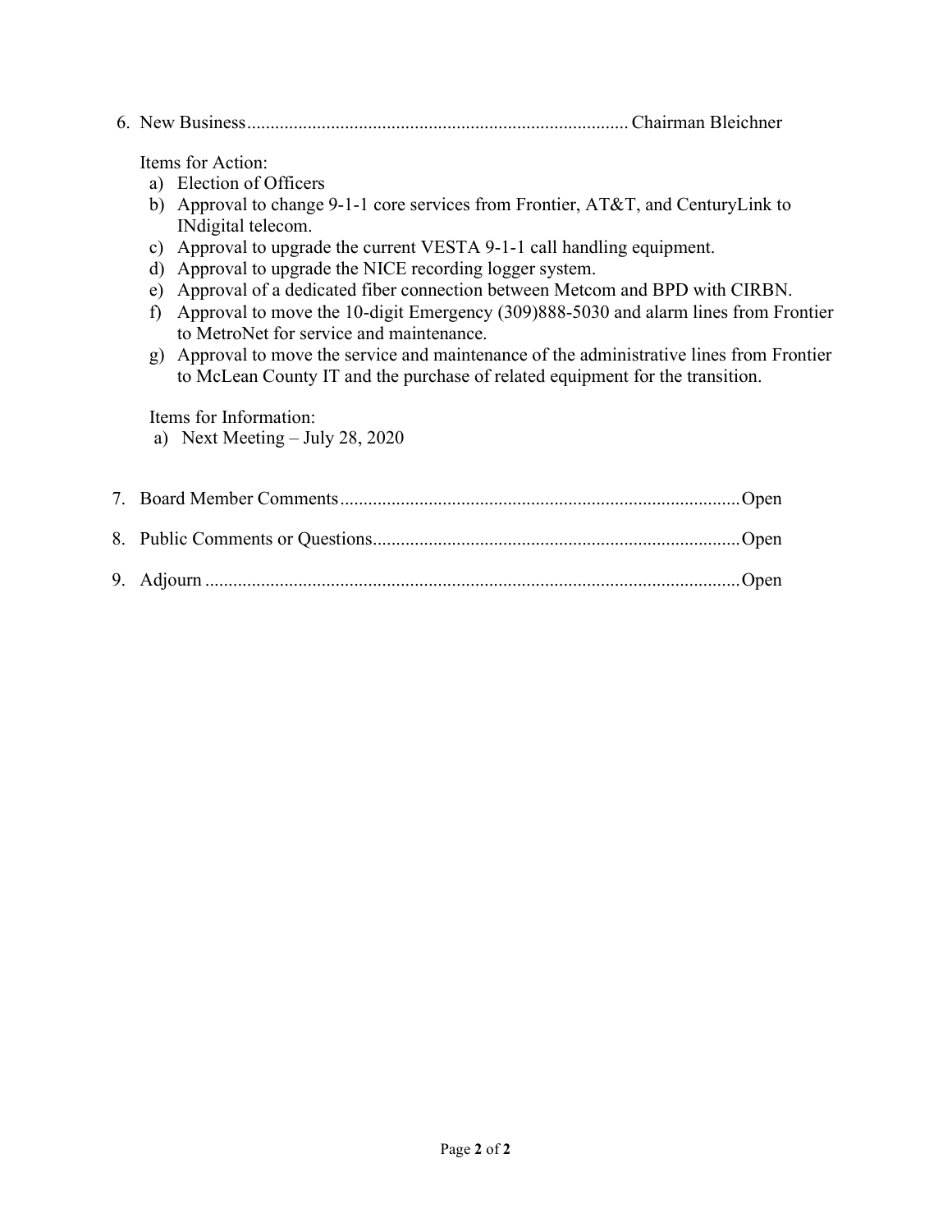6. New Business................................................................................ Chairman Bleichner

   Items for Action:

   a) Election of Officers
   b) Approval to change 9-1-1 core services from Frontier, AT&T, and CenturyLink to INdigital telecom.
   c) Approval to upgrade the current VESTA 9-1-1 call handling equipment.
   d) Approval to upgrade the NICE recording logger system.
   e) Approval of a dedicated fiber connection between Metcom and BPD with CIRBN.
   f) Approval to move the 10-digit Emergency (309)888-5030 and alarm lines from Frontier to MetroNet for service and maintenance.
   g) Approval to move the service and maintenance of the administrative lines from Frontier to McLean County IT and the purchase of related equipment for the transition.

   Items for Information:

   a) Next Meeting – July 28, 2020

7. Board Member Comments.....................................................................................Open

8. Public Comments or Questions..............................................................................Open

9. Adjourn ..................................................................................................................Open